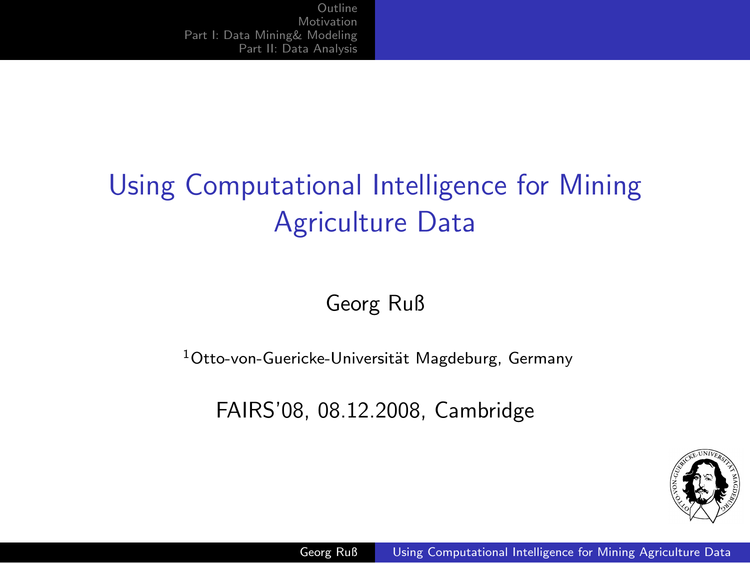# Using Computational Intelligence for Mining Agriculture Data

Georg Ruß

[1]Otto-von-Guericke-Universität Magdeburg, Germany

FAIRS'08, 08.12.2008, Cambridge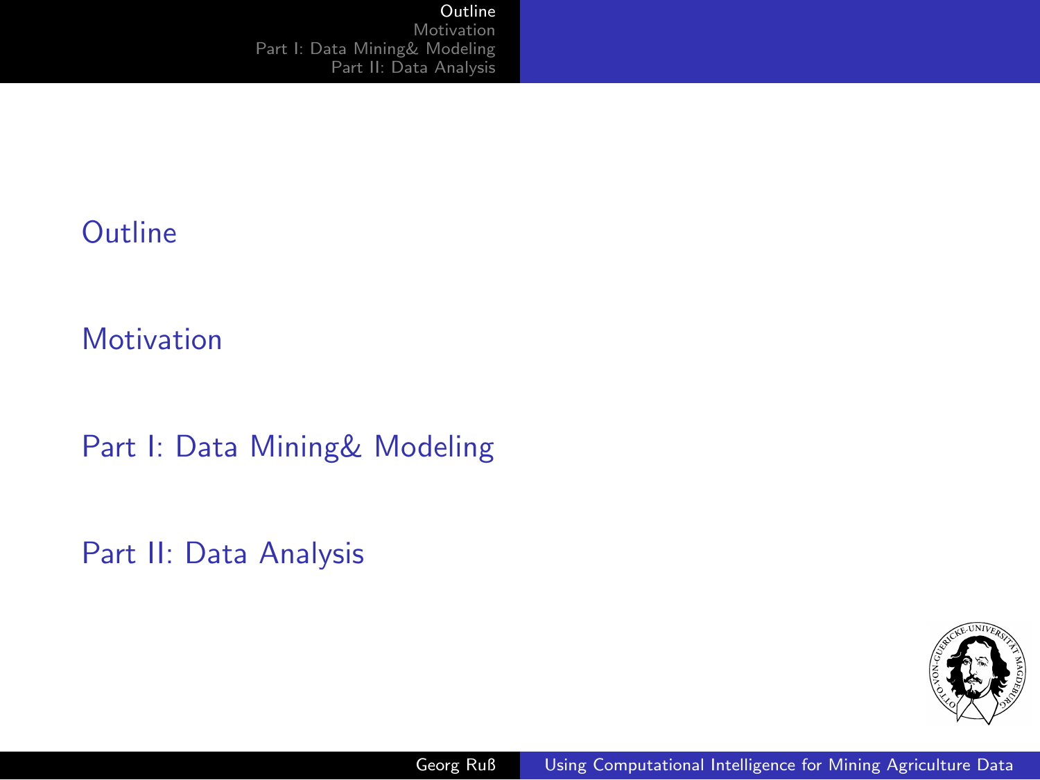Outline

Motivation

Part I: Data Mining& Modeling

Part II: Data Analysis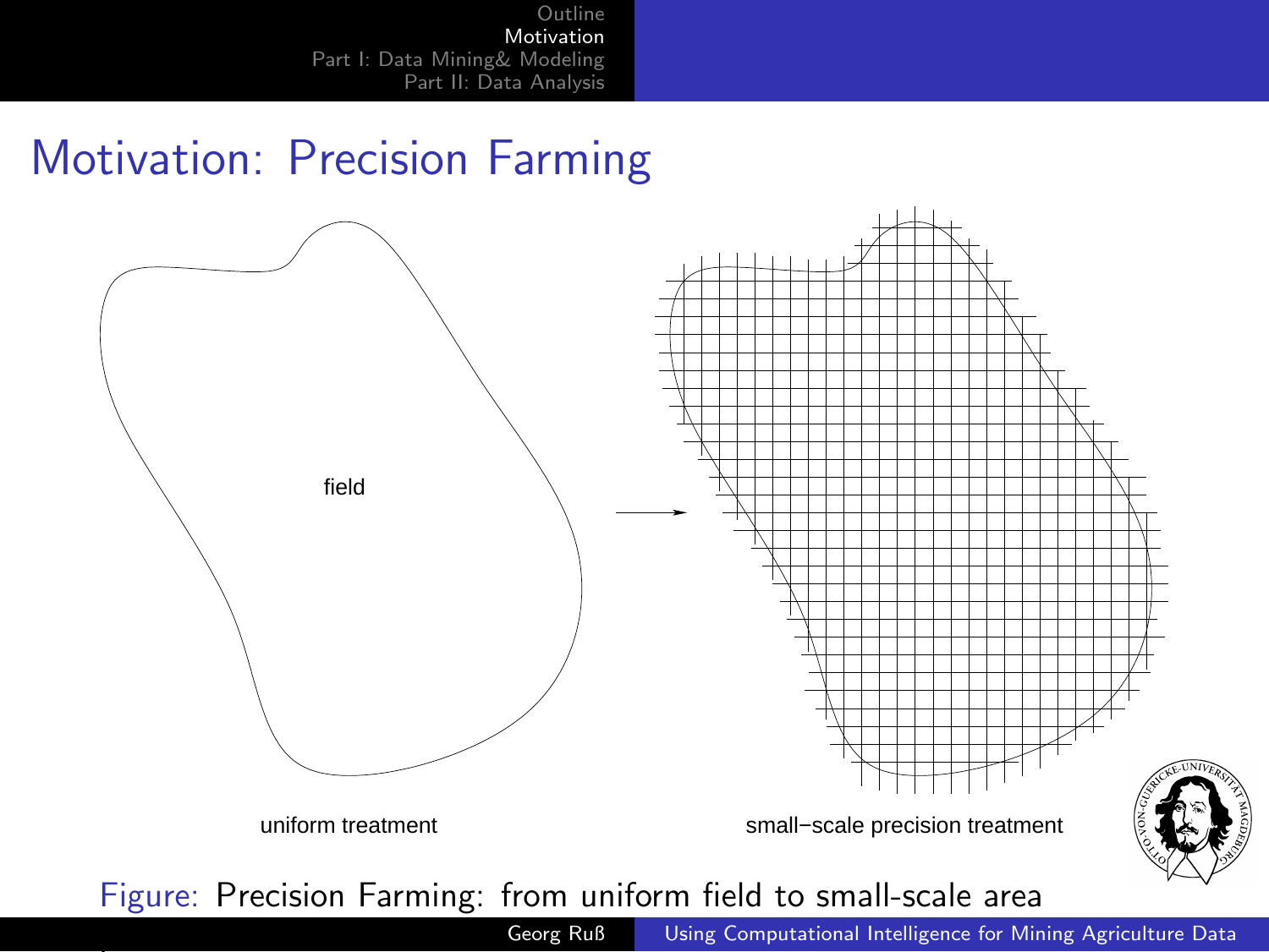# Motivation: Precision Farming

field

uniform treatment

small−scale precision treatment

Figure: Precision Farming: from uniform field to small-scale area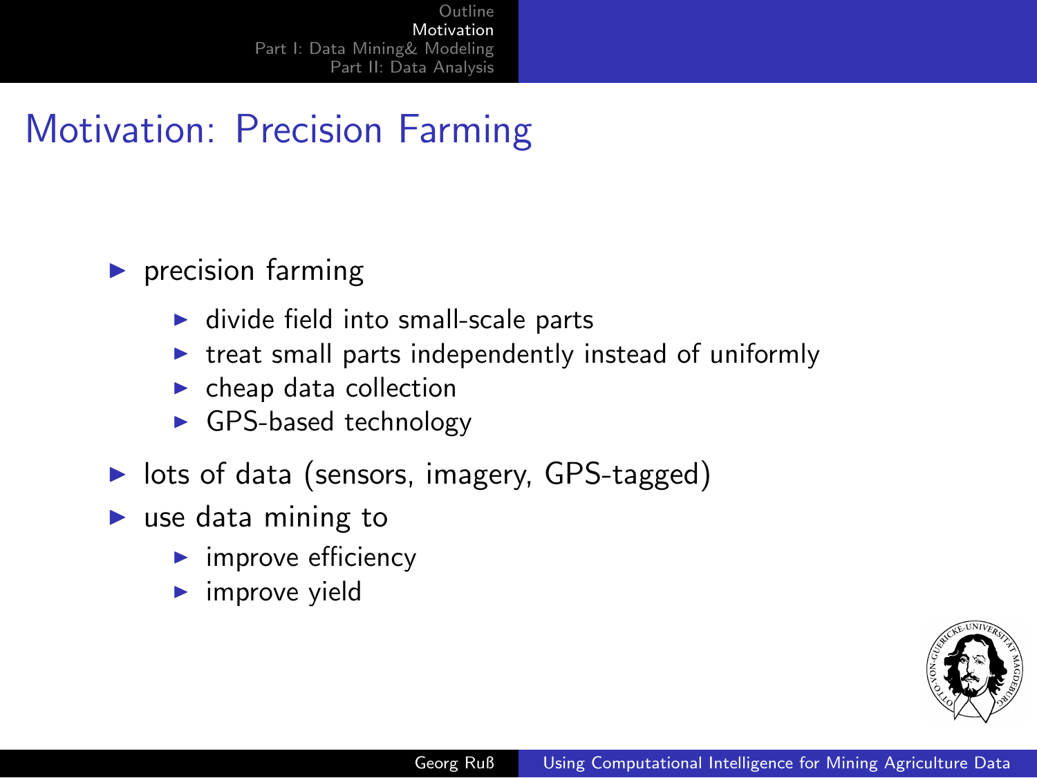# Motivation: Precision Farming

- precision farming
  - divide field into small-scale parts
  - treat small parts independently instead of uniformly
  - cheap data collection
  - GPS-based technology
- lots of data (sensors, imagery, GPS-tagged)
- use data mining to
  - improve efficiency
  - improve yield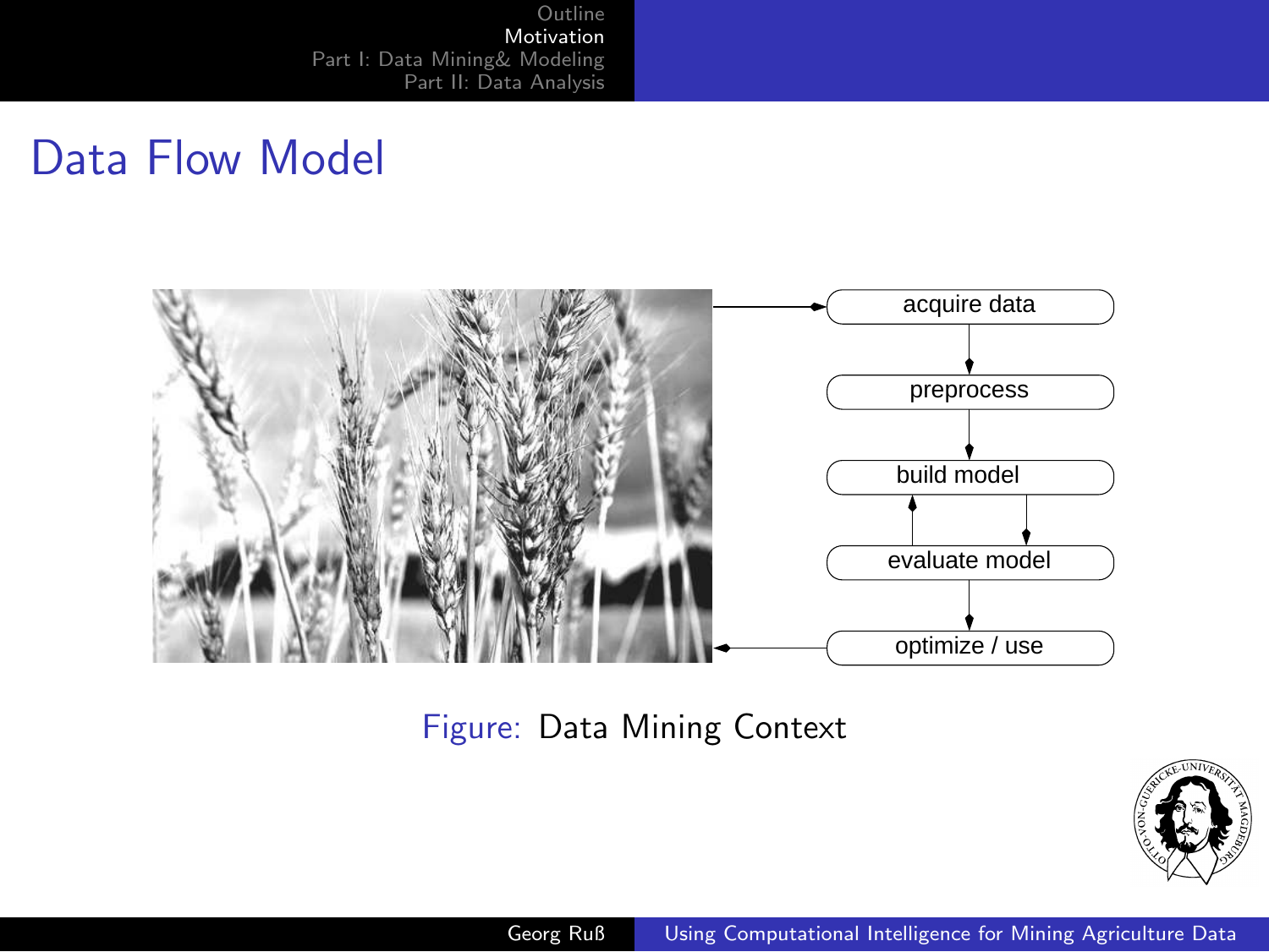# Data Flow Model

acquire data

preprocess

build model

evaluate model

optimize / use

Figure: Data Mining Context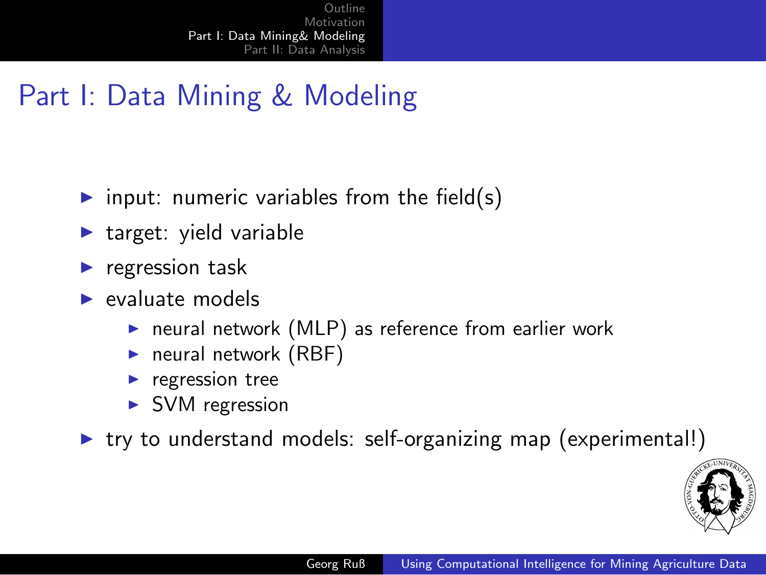# Part I: Data Mining & Modeling

- input: numeric variables from the field(s)
- target: yield variable
- regression task
- evaluate models
  - neural network (MLP) as reference from earlier work
  - neural network (RBF)
  - regression tree
  - SVM regression
- try to understand models: self-organizing map (experimental!)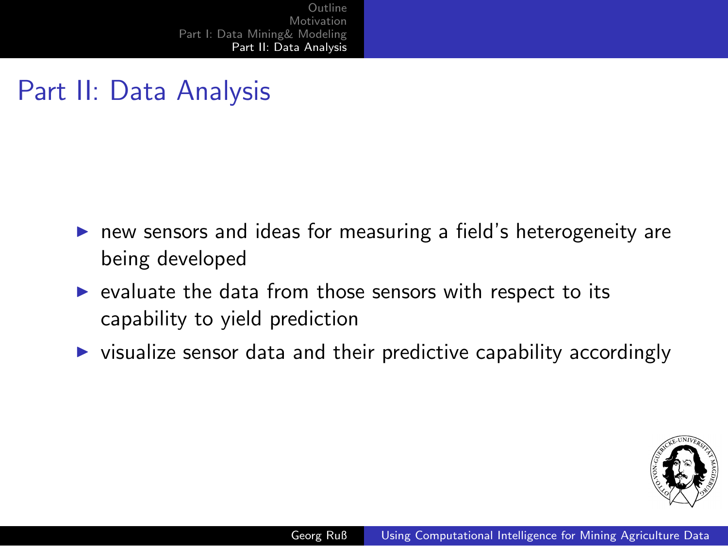# Part II: Data Analysis

- new sensors and ideas for measuring a field's heterogeneity are being developed
- evaluate the data from those sensors with respect to its capability to yield prediction
- visualize sensor data and their predictive capability accordingly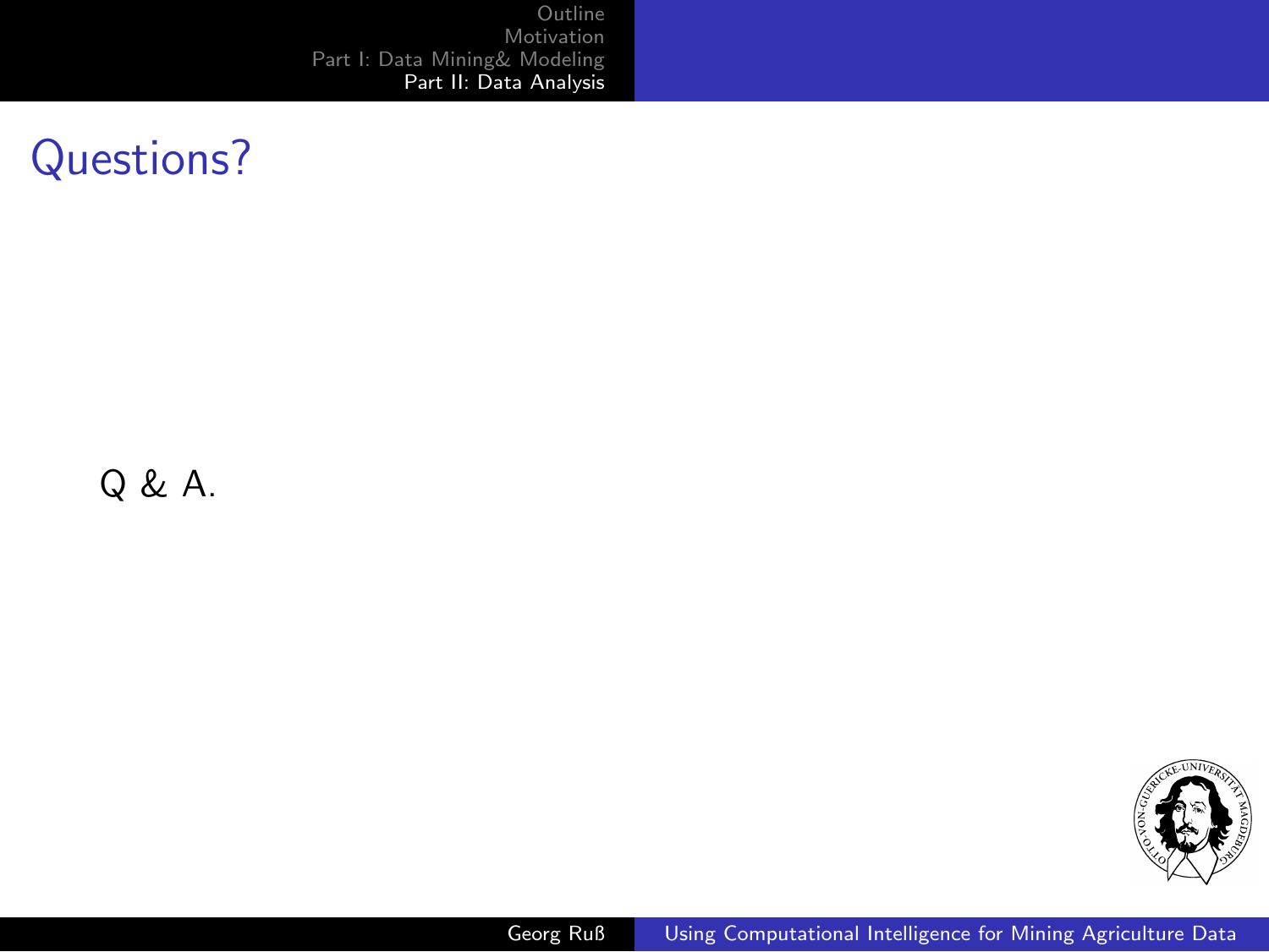# Questions?

Q & A.